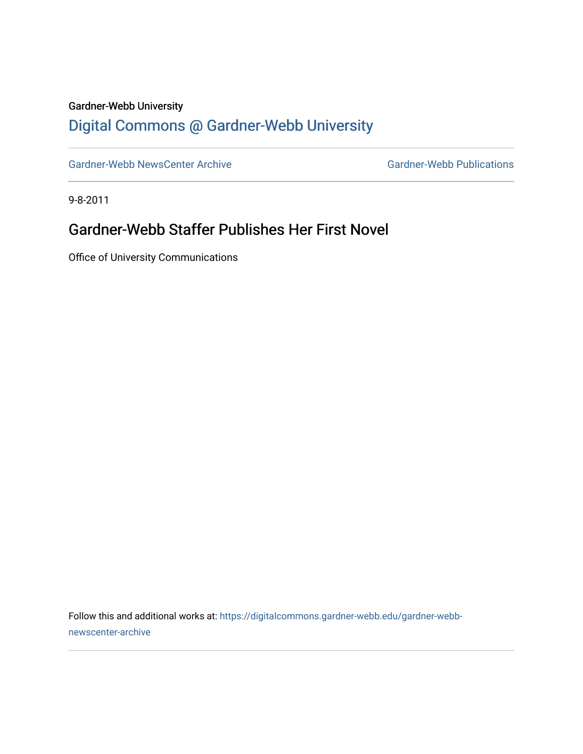Gardner-Webb University

## Digital Commons @ Gardner-Webb University

Gardner-Webb NewsCenter Archive | Gardner-Webb Publications

9-8-2011

# Gardner-Webb Staffer Publishes Her First Novel

Office of University Communications

Follow this and additional works at: https://digitalcommons.gardner-webb.edu/gardner-webb-newscenter-archive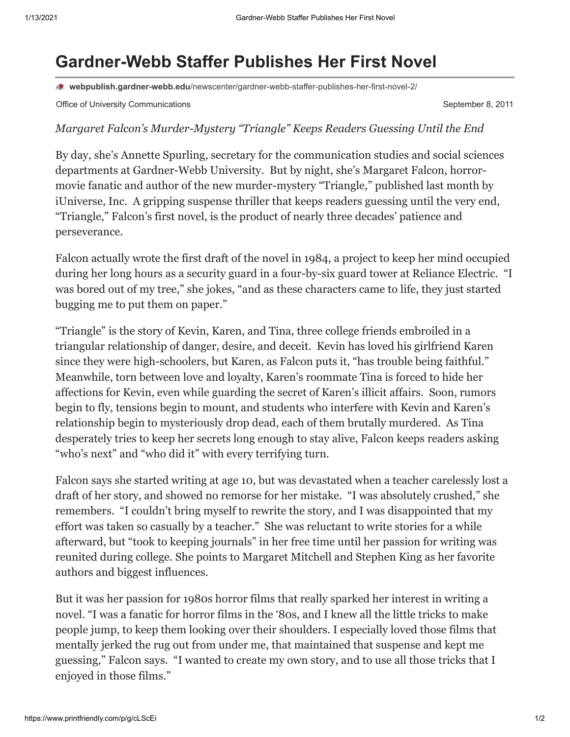# Gardner-Webb Staffer Publishes Her First Novel

**webpublish.gardner-webb.edu**/newscenter/gardner-webb-staffer-publishes-her-first-novel-2/

Office of University Communications September 8, 2011

*Margaret Falcon's Murder-Mystery "Triangle" Keeps Readers Guessing Until the End*

By day, she's Annette Spurling, secretary for the communication studies and social sciences departments at Gardner-Webb University. But by night, she's Margaret Falcon, horror-movie fanatic and author of the new murder-mystery "Triangle," published last month by iUniverse, Inc. A gripping suspense thriller that keeps readers guessing until the very end, "Triangle," Falcon's first novel, is the product of nearly three decades' patience and perseverance.

Falcon actually wrote the first draft of the novel in 1984, a project to keep her mind occupied during her long hours as a security guard in a four-by-six guard tower at Reliance Electric. "I was bored out of my tree," she jokes, "and as these characters came to life, they just started bugging me to put them on paper."

"Triangle" is the story of Kevin, Karen, and Tina, three college friends embroiled in a triangular relationship of danger, desire, and deceit. Kevin has loved his girlfriend Karen since they were high-schoolers, but Karen, as Falcon puts it, "has trouble being faithful." Meanwhile, torn between love and loyalty, Karen's roommate Tina is forced to hide her affections for Kevin, even while guarding the secret of Karen's illicit affairs. Soon, rumors begin to fly, tensions begin to mount, and students who interfere with Kevin and Karen's relationship begin to mysteriously drop dead, each of them brutally murdered. As Tina desperately tries to keep her secrets long enough to stay alive, Falcon keeps readers asking "who's next" and "who did it" with every terrifying turn.

Falcon says she started writing at age 10, but was devastated when a teacher carelessly lost a draft of her story, and showed no remorse for her mistake. "I was absolutely crushed," she remembers. "I couldn't bring myself to rewrite the story, and I was disappointed that my effort was taken so casually by a teacher." She was reluctant to write stories for a while afterward, but "took to keeping journals" in her free time until her passion for writing was reunited during college. She points to Margaret Mitchell and Stephen King as her favorite authors and biggest influences.

But it was her passion for 1980s horror films that really sparked her interest in writing a novel. "I was a fanatic for horror films in the '80s, and I knew all the little tricks to make people jump, to keep them looking over their shoulders. I especially loved those films that mentally jerked the rug out from under me, that maintained that suspense and kept me guessing," Falcon says. "I wanted to create my own story, and to use all those tricks that I enjoyed in those films."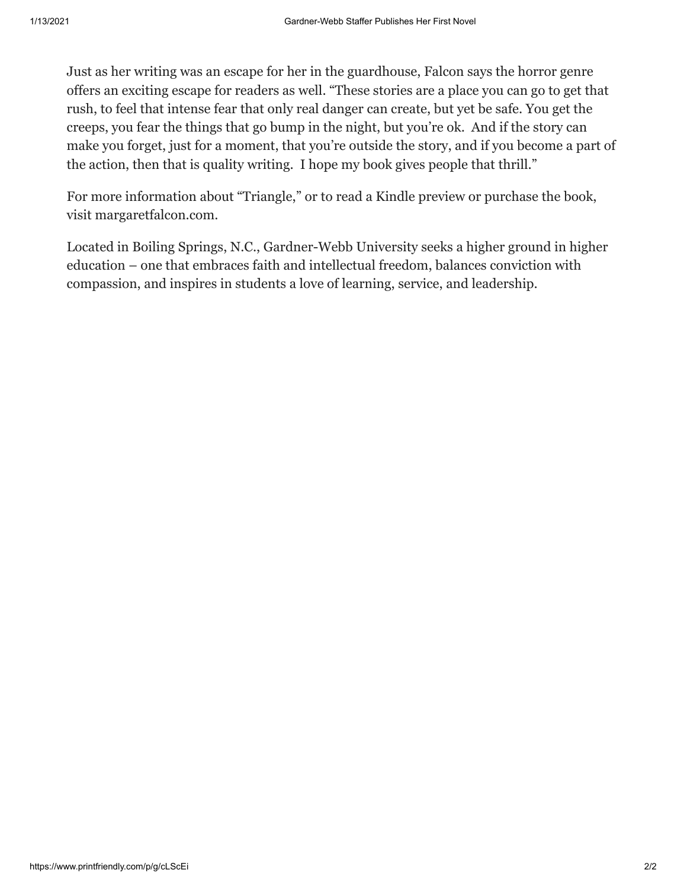Just as her writing was an escape for her in the guardhouse, Falcon says the horror genre offers an exciting escape for readers as well. “These stories are a place you can go to get that rush, to feel that intense fear that only real danger can create, but yet be safe. You get the creeps, you fear the things that go bump in the night, but you’re ok. And if the story can make you forget, just for a moment, that you’re outside the story, and if you become a part of the action, then that is quality writing. I hope my book gives people that thrill.”

For more information about “Triangle,” or to read a Kindle preview or purchase the book, visit margaretfalcon.com.

Located in Boiling Springs, N.C., Gardner-Webb University seeks a higher ground in higher education – one that embraces faith and intellectual freedom, balances conviction with compassion, and inspires in students a love of learning, service, and leadership.